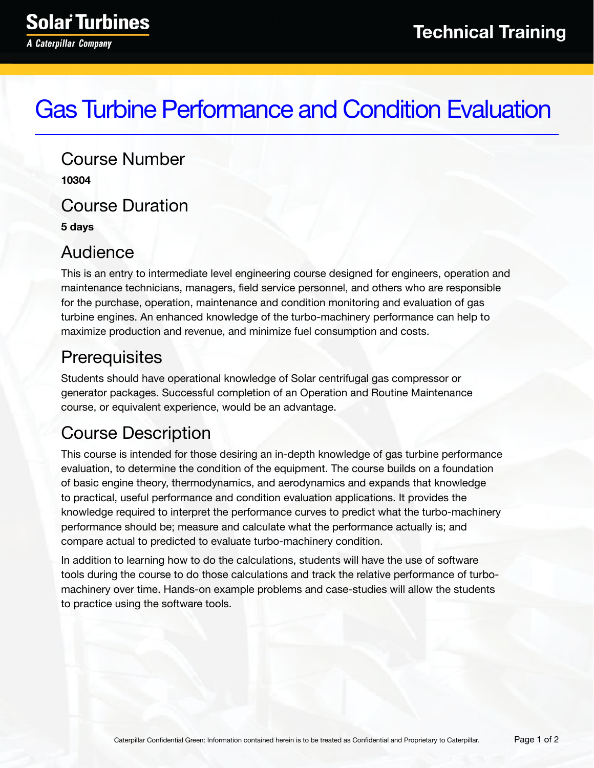# Gas Turbine Performance and Condition Evaluation

## Course Number

**10304**

## Course Duration

**5 days**

## Audience

This is an entry to intermediate level engineering course designed for engineers, operation and maintenance technicians, managers, field service personnel, and others who are responsible for the purchase, operation, maintenance and condition monitoring and evaluation of gas turbine engines. An enhanced knowledge of the turbo-machinery performance can help to maximize production and revenue, and minimize fuel consumption and costs.

## Prerequisites

Students should have operational knowledge of Solar centrifugal gas compressor or generator packages. Successful completion of an Operation and Routine Maintenance course, or equivalent experience, would be an advantage.

## Course Description

This course is intended for those desiring an in-depth knowledge of gas turbine performance evaluation, to determine the condition of the equipment. The course builds on a foundation of basic engine theory, thermodynamics, and aerodynamics and expands that knowledge to practical, useful performance and condition evaluation applications. It provides the knowledge required to interpret the performance curves to predict what the turbo-machinery performance should be; measure and calculate what the performance actually is; and compare actual to predicted to evaluate turbo-machinery condition.

In addition to learning how to do the calculations, students will have the use of software tools during the course to do those calculations and track the relative performance of turbo-machinery over time. Hands-on example problems and case-studies will allow the students to practice using the software tools.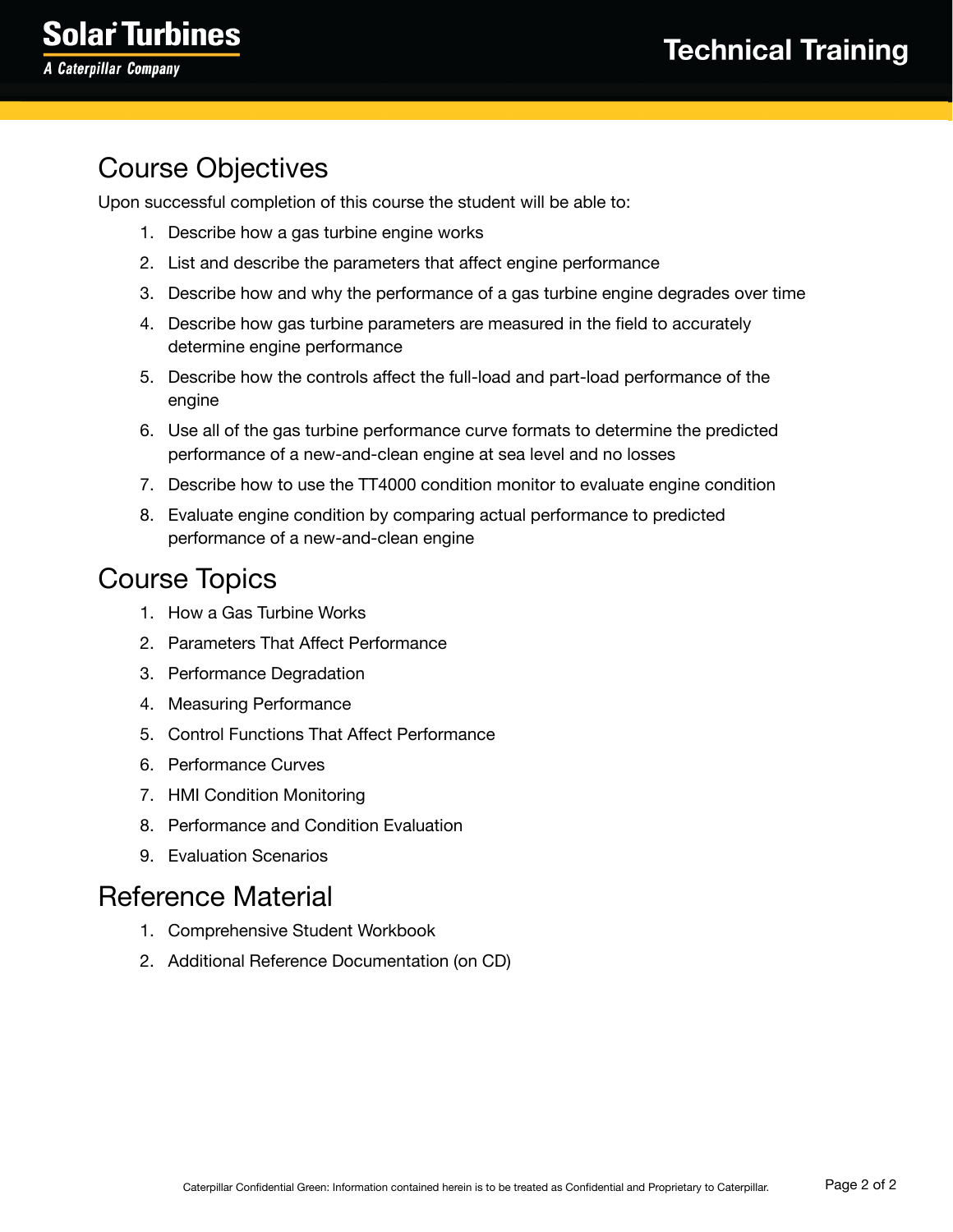## Course Objectives

Upon successful completion of this course the student will be able to:

1. Describe how a gas turbine engine works
2. List and describe the parameters that affect engine performance
3. Describe how and why the performance of a gas turbine engine degrades over time
4. Describe how gas turbine parameters are measured in the field to accurately determine engine performance
5. Describe how the controls affect the full-load and part-load performance of the engine
6. Use all of the gas turbine performance curve formats to determine the predicted performance of a new-and-clean engine at sea level and no losses
7. Describe how to use the TT4000 condition monitor to evaluate engine condition
8. Evaluate engine condition by comparing actual performance to predicted performance of a new-and-clean engine

## Course Topics

1. How a Gas Turbine Works
2. Parameters That Affect Performance
3. Performance Degradation
4. Measuring Performance
5. Control Functions That Affect Performance
6. Performance Curves
7. HMI Condition Monitoring
8. Performance and Condition Evaluation
9. Evaluation Scenarios

## Reference Material

1. Comprehensive Student Workbook
2. Additional Reference Documentation (on CD)

Caterpillar Confidential Green: Information contained herein is to be treated as Confidential and Proprietary to Caterpillar.